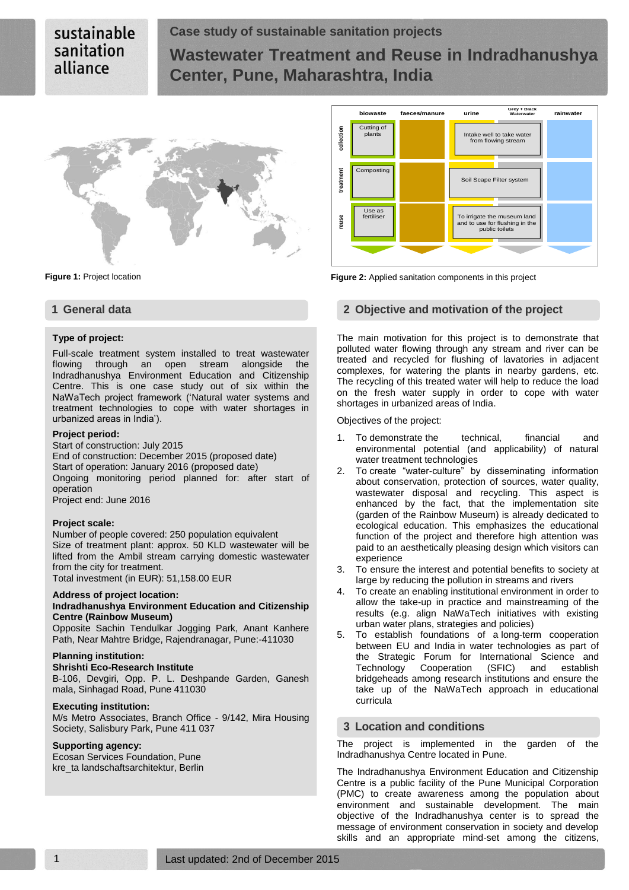sustainable sanitation alliance

# Case study of sustainable sanitation projects

# Wastewater Treatment and Reuse in Indradhanushya Center, Pune, Maharashtra, India

**Figure 1:** Project location

| | biowaste | faeces/manure | urine | Grey + Black Wastewater | rainwater |
|---|---|---|---|---|---|
| collection | Cutting of plants | | Intake well to take water from flowing stream | | |
| treatment | Composting | | Soil Scape Filter system | | |
| reuse | Use as fertiliser | | To irrigate the museum land and to use for flushing in the public toilets | | |

**Figure 2:** Applied sanitation components in this project

## 1 General data

**Type of project:**

Full-scale treatment system installed to treat wastewater flowing through an open stream alongside the Indradhanushya Environment Education and Citizenship Centre. This is one case study out of six within the NaWaTech project framework ('Natural water systems and treatment technologies to cope with water shortages in urbanized areas in India').

**Project period:**

Start of construction: July 2015
End of construction: December 2015 (proposed date)
Start of operation: January 2016 (proposed date)
Ongoing monitoring period planned for: after start of operation
Project end: June 2016

**Project scale:**

Number of people covered: 250 population equivalent
Size of treatment plant: approx. 50 KLD wastewater will be lifted from the Ambil stream carrying domestic wastewater from the city for treatment.
Total investment (in EUR): 51,158.00 EUR

**Address of project location:**

**Indradhanushya Environment Education and Citizenship Centre (Rainbow Museum)**
Opposite Sachin Tendulkar Jogging Park, Anant Kanhere Path, Near Mahtre Bridge, Rajendranagar, Pune:-411030

**Planning institution:**

**Shrishti Eco-Research Institute**
B-106, Devgiri, Opp. P. L. Deshpande Garden, Ganesh mala, Sinhagad Road, Pune 411030

**Executing institution:**

M/s Metro Associates, Branch Office - 9/142, Mira Housing Society, Salisbury Park, Pune 411 037

**Supporting agency:**

Ecosan Services Foundation, Pune
kre_ta landschaftsarchitektur, Berlin

## 2 Objective and motivation of the project

The main motivation for this project is to demonstrate that polluted water flowing through any stream and river can be treated and recycled for flushing of lavatories in adjacent complexes, for watering the plants in nearby gardens, etc. The recycling of this treated water will help to reduce the load on the fresh water supply in order to cope with water shortages in urbanized areas of India.

Objectives of the project:

1. To demonstrate the technical, financial and environmental potential (and applicability) of natural water treatment technologies
2. To create "water-culture" by disseminating information about conservation, protection of sources, water quality, wastewater disposal and recycling. This aspect is enhanced by the fact, that the implementation site (garden of the Rainbow Museum) is already dedicated to ecological education. This emphasizes the educational function of the project and therefore high attention was paid to an aesthetically pleasing design which visitors can experience
3. To ensure the interest and potential benefits to society at large by reducing the pollution in streams and rivers
4. To create an enabling institutional environment in order to allow the take-up in practice and mainstreaming of the results (e.g. align NaWaTech initiatives with existing urban water plans, strategies and policies)
5. To establish foundations of a long-term cooperation between EU and India in water technologies as part of the Strategic Forum for International Science and Technology Cooperation (SFIC) and establish bridgeheads among research institutions and ensure the take up of the NaWaTech approach in educational curricula

## 3 Location and conditions

The project is implemented in the garden of the Indradhanushya Centre located in Pune.

The Indradhanushya Environment Education and Citizenship Centre is a public facility of the Pune Municipal Corporation (PMC) to create awareness among the population about environment and sustainable development. The main objective of the Indradhanushya center is to spread the message of environment conservation in society and develop skills and an appropriate mind-set among the citizens,

Last updated: 2nd of December 2015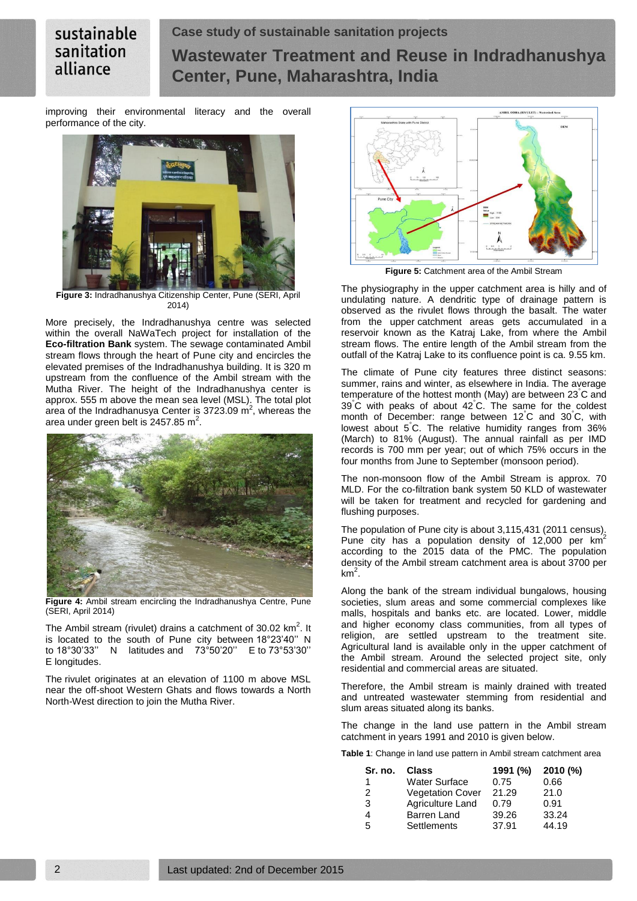improving their environmental literacy and the overall performance of the city.

**Figure 3:** Indradhanushya Citizenship Center, Pune (SERI, April 2014)

More precisely, the Indradhanushya centre was selected within the overall NaWaTech project for installation of the **Eco-filtration Bank** system. The sewage contaminated Ambil stream flows through the heart of Pune city and encircles the elevated premises of the Indradhanushya building. It is 320 m upstream from the confluence of the Ambil stream with the Mutha River. The height of the Indradhanushya center is approx. 555 m above the mean sea level (MSL). The total plot area of the Indradhanusya Center is 3723.09 $m^2$, whereas the area under green belt is 2457.85 $m^2$.

**Figure 4:** Ambil stream encircling the Indradhanushya Centre, Pune (SERI, April 2014)

The Ambil stream (rivulet) drains a catchment of 30.02 $km^2$. It is located to the south of Pune city between 18°23'40'' N to 18°30'33'' N latitudes and 73°50'20'' E to 73°53'30'' E longitudes.

The rivulet originates at an elevation of 1100 m above MSL near the off-shoot Western Ghats and flows towards a North North-West direction to join the Mutha River.

**Figure 5:** Catchment area of the Ambil Stream

The physiography in the upper catchment area is hilly and of undulating nature. A dendritic type of drainage pattern is observed as the rivulet flows through the basalt. The water from the upper catchment areas gets accumulated in a reservoir known as the Katraj Lake, from where the Ambil stream flows. The entire length of the Ambil stream from the outfall of the Katraj Lake to its confluence point is ca. 9.55 km.

The climate of Pune city features three distinct seasons: summer, rains and winter, as elsewhere in India. The average temperature of the hottest month (May) are between 23°C and 39°C with peaks of about 42°C. The same for the coldest month of December: range between 12°C and 30°C, with lowest about 5°C. The relative humidity ranges from 36% (March) to 81% (August). The annual rainfall as per IMD records is 700 mm per year; out of which 75% occurs in the four months from June to September (monsoon period).

The non-monsoon flow of the Ambil Stream is approx. 70 MLD. For the co-filtration bank system 50 KLD of wastewater will be taken for treatment and recycled for gardening and flushing purposes.

The population of Pune city is about 3,115,431 (2011 census). Pune city has a population density of 12,000 per $km^2$ according to the 2015 data of the PMC. The population density of the Ambil stream catchment area is about 3700 per $km^2$.

Along the bank of the stream individual bungalows, housing societies, slum areas and some commercial complexes like malls, hospitals and banks etc. are located. Lower, middle and higher economy class communities, from all types of religion, are settled upstream to the treatment site. Agricultural land is available only in the upper catchment of the Ambil stream. Around the selected project site, only residential and commercial areas are situated.

Therefore, the Ambil stream is mainly drained with treated and untreated wastewater stemming from residential and slum areas situated along its banks.

The change in the land use pattern in the Ambil stream catchment in years 1991 and 2010 is given below.

**Table 1**: Change in land use pattern in Ambil stream catchment area

| Sr. no. | Class | 1991 (%) | 2010 (%) |
|---|---|---|---|
| 1 | Water Surface | 0.75 | 0.66 |
| 2 | Vegetation Cover | 21.29 | 21.0 |
| 3 | Agriculture Land | 0.79 | 0.91 |
| 4 | Barren Land | 39.26 | 33.24 |
| 5 | Settlements | 37.91 | 44.19 |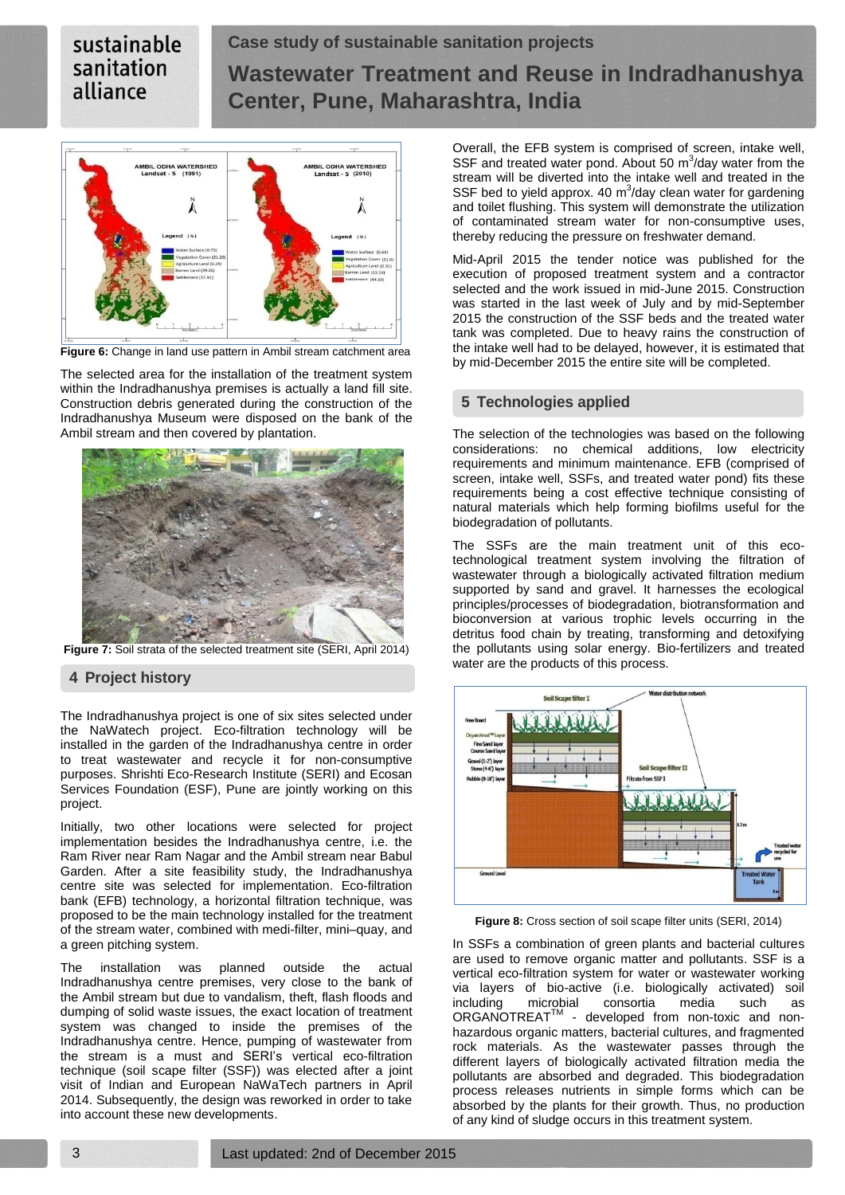Figure 6: Change in land use pattern in Ambil stream catchment area

The selected area for the installation of the treatment system within the Indradhanushya premises is actually a land fill site. Construction debris generated during the construction of the Indradhanushya Museum were disposed on the bank of the Ambil stream and then covered by plantation.

Figure 7: Soil strata of the selected treatment site (SERI, April 2014)

## 4 Project history

The Indradhanushya project is one of six sites selected under the NaWatech project. Eco-filtration technology will be installed in the garden of the Indradhanushya centre in order to treat wastewater and recycle it for non-consumptive purposes. Shrishti Eco-Research Institute (SERI) and Ecosan Services Foundation (ESF), Pune are jointly working on this project.

Initially, two other locations were selected for project implementation besides the Indradhanushya centre, i.e. the Ram River near Ram Nagar and the Ambil stream near Babul Garden. After a site feasibility study, the Indradhanushya centre site was selected for implementation. Eco-filtration bank (EFB) technology, a horizontal filtration technique, was proposed to be the main technology installed for the treatment of the stream water, combined with medi-filter, mini–quay, and a green pitching system.

The installation was planned outside the actual Indradhanushya centre premises, very close to the bank of the Ambil stream but due to vandalism, theft, flash floods and dumping of solid waste issues, the exact location of treatment system was changed to inside the premises of the Indradhanushya centre. Hence, pumping of wastewater from the stream is a must and SERI's vertical eco-filtration technique (soil scape filter (SSF)) was elected after a joint visit of Indian and European NaWaTech partners in April 2014. Subsequently, the design was reworked in order to take into account these new developments.

Overall, the EFB system is comprised of screen, intake well, SSF and treated water pond. About 50 $m^3$/day water from the stream will be diverted into the intake well and treated in the SSF bed to yield approx. 40 $m^3$/day clean water for gardening and toilet flushing. This system will demonstrate the utilization of contaminated stream water for non-consumptive uses, thereby reducing the pressure on freshwater demand.

Mid-April 2015 the tender notice was published for the execution of proposed treatment system and a contractor selected and the work issued in mid-June 2015. Construction was started in the last week of July and by mid-September 2015 the construction of the SSF beds and the treated water tank was completed. Due to heavy rains the construction of the intake well had to be delayed, however, it is estimated that by mid-December 2015 the entire site will be completed.

## 5 Technologies applied

The selection of the technologies was based on the following considerations: no chemical additions, low electricity requirements and minimum maintenance. EFB (comprised of screen, intake well, SSFs, and treated water pond) fits these requirements being a cost effective technique consisting of natural materials which help forming biofilms useful for the biodegradation of pollutants.

The SSFs are the main treatment unit of this eco-technological treatment system involving the filtration of wastewater through a biologically activated filtration medium supported by sand and gravel. It harnesses the ecological principles/processes of biodegradation, biotransformation and bioconversion at various trophic levels occurring in the detritus food chain by treating, transforming and detoxifying the pollutants using solar energy. Bio-fertilizers and treated water are the products of this process.

Figure 8: Cross section of soil scape filter units (SERI, 2014)

In SSFs a combination of green plants and bacterial cultures are used to remove organic matter and pollutants. SSF is a vertical eco-filtration system for water or wastewater working via layers of bio-active (i.e. biologically activated) soil including microbial consortia media such as ORGANOTREAT™ - developed from non-toxic and non-hazardous organic matters, bacterial cultures, and fragmented rock materials. As the wastewater passes through the different layers of biologically activated filtration media the pollutants are absorbed and degraded. This biodegradation process releases nutrients in simple forms which can be absorbed by the plants for their growth. Thus, no production of any kind of sludge occurs in this treatment system.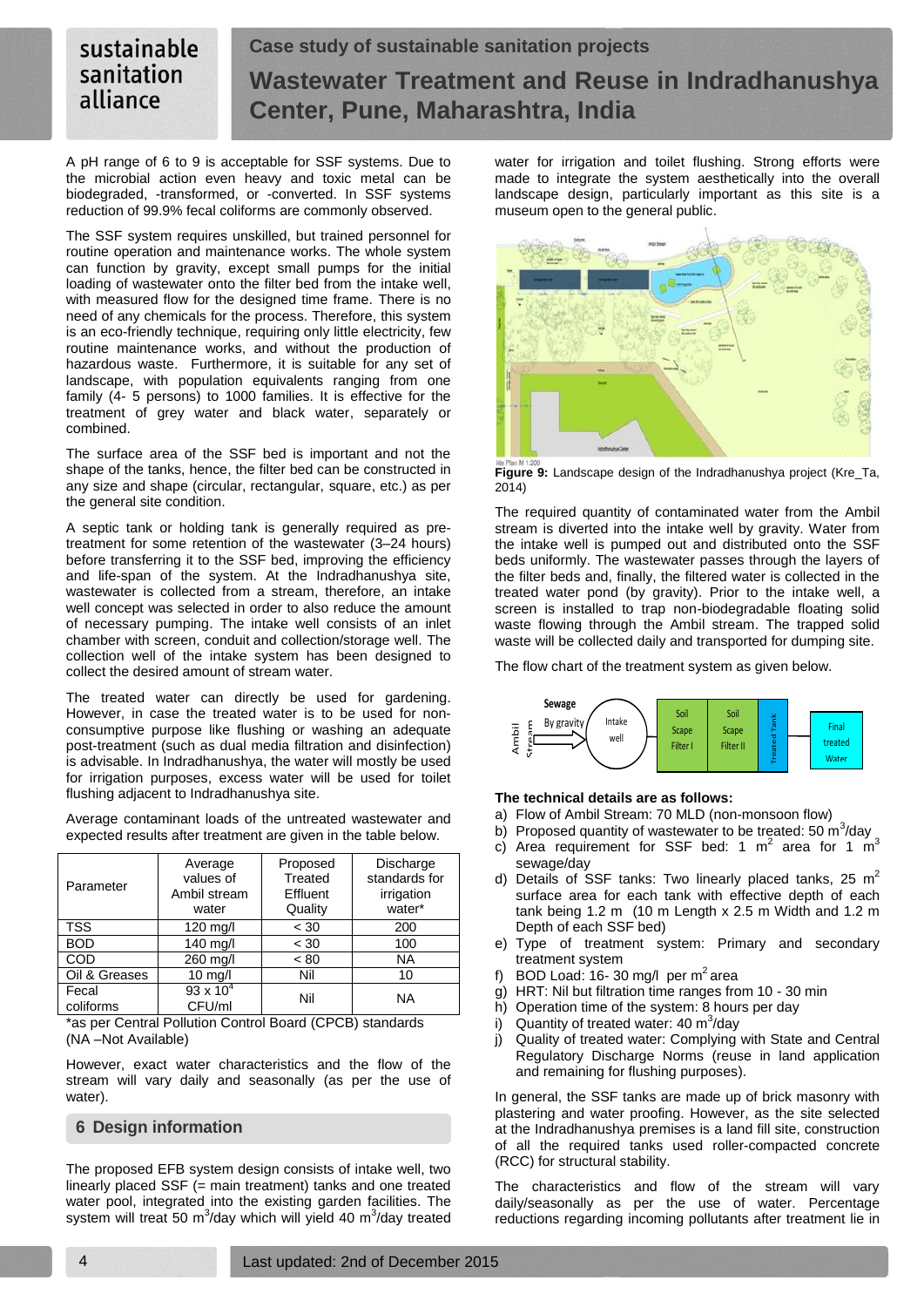A pH range of 6 to 9 is acceptable for SSF systems. Due to the microbial action even heavy and toxic metal can be biodegraded, -transformed, or -converted. In SSF systems reduction of 99.9% fecal coliforms are commonly observed.

The SSF system requires unskilled, but trained personnel for routine operation and maintenance works. The whole system can function by gravity, except small pumps for the initial loading of wastewater onto the filter bed from the intake well, with measured flow for the designed time frame. There is no need of any chemicals for the process. Therefore, this system is an eco-friendly technique, requiring only little electricity, few routine maintenance works, and without the production of hazardous waste. Furthermore, it is suitable for any set of landscape, with population equivalents ranging from one family (4- 5 persons) to 1000 families. It is effective for the treatment of grey water and black water, separately or combined.

The surface area of the SSF bed is important and not the shape of the tanks, hence, the filter bed can be constructed in any size and shape (circular, rectangular, square, etc.) as per the general site condition.

A septic tank or holding tank is generally required as pre-treatment for some retention of the wastewater (3–24 hours) before transferring it to the SSF bed, improving the efficiency and life-span of the system. At the Indradhanushya site, wastewater is collected from a stream, therefore, an intake well concept was selected in order to also reduce the amount of necessary pumping. The intake well consists of an inlet chamber with screen, conduit and collection/storage well. The collection well of the intake system has been designed to collect the desired amount of stream water.

The treated water can directly be used for gardening. However, in case the treated water is to be used for non-consumptive purpose like flushing or washing an adequate post-treatment (such as dual media filtration and disinfection) is advisable. In Indradhanushya, the water will mostly be used for irrigation purposes, excess water will be used for toilet flushing adjacent to Indradhanushya site.

Average contaminant loads of the untreated wastewater and expected results after treatment are given in the table below.

| Parameter | Average values of Ambil stream water | Proposed Treated Effluent Quality | Discharge standards for irrigation water* |
|---|---|---|---|
| TSS | 120 mg/l | < 30 | 200 |
| BOD | 140 mg/l | < 30 | 100 |
| COD | 260 mg/l | < 80 | NA |
| Oil & Greases | 10 mg/l | Nil | 10 |
| Fecal coliforms | $93 \times 10^4$ CFU/ml | Nil | NA |

*as per Central Pollution Control Board (CPCB) standards (NA –Not Available)

However, exact water characteristics and the flow of the stream will vary daily and seasonally (as per the use of water).

## 6 Design information

The proposed EFB system design consists of intake well, two linearly placed SSF (= main treatment) tanks and one treated water pool, integrated into the existing garden facilities. The system will treat 50 $m^3$/day which will yield 40 $m^3$/day treated water for irrigation and toilet flushing. Strong efforts were made to integrate the system aesthetically into the overall landscape design, particularly important as this site is a museum open to the general public.

**Figure 9:** Landscape design of the Indradhanushya project (Kre_Ta, 2014)

The required quantity of contaminated water from the Ambil stream is diverted into the intake well by gravity. Water from the intake well is pumped out and distributed onto the SSF beds uniformly. The wastewater passes through the layers of the filter beds and, finally, the filtered water is collected in the treated water pond (by gravity). Prior to the intake well, a screen is installed to trap non-biodegradable floating solid waste flowing through the Ambil stream. The trapped solid waste will be collected daily and transported for dumping site.

The flow chart of the treatment system as given below.

Ambil Stream → Sewage By gravity → Intake well → Soil Scape Filter I → Soil Scape Filter II → Treated Tank → Final treated Water

**The technical details are as follows:**

a) Flow of Ambil Stream: 70 MLD (non-monsoon flow)
b) Proposed quantity of wastewater to be treated: 50 $m^3$/day
c) Area requirement for SSF bed: 1 $m^2$ area for 1 $m^3$ sewage/day
d) Details of SSF tanks: Two linearly placed tanks, 25 $m^2$ surface area for each tank with effective depth of each tank being 1.2 m (10 m Length x 2.5 m Width and 1.2 m Depth of each SSF bed)
e) Type of treatment system: Primary and secondary treatment system
f) BOD Load: 16- 30 mg/l per $m^2$ area
g) HRT: Nil but filtration time ranges from 10 - 30 min
h) Operation time of the system: 8 hours per day
i) Quantity of treated water: 40 $m^3$/day
j) Quality of treated water: Complying with State and Central Regulatory Discharge Norms (reuse in land application and remaining for flushing purposes).

In general, the SSF tanks are made up of brick masonry with plastering and water proofing. However, as the site selected at the Indradhanushya premises is a land fill site, construction of all the required tanks used roller-compacted concrete (RCC) for structural stability.

The characteristics and flow of the stream will vary daily/seasonally as per the use of water. Percentage reductions regarding incoming pollutants after treatment lie in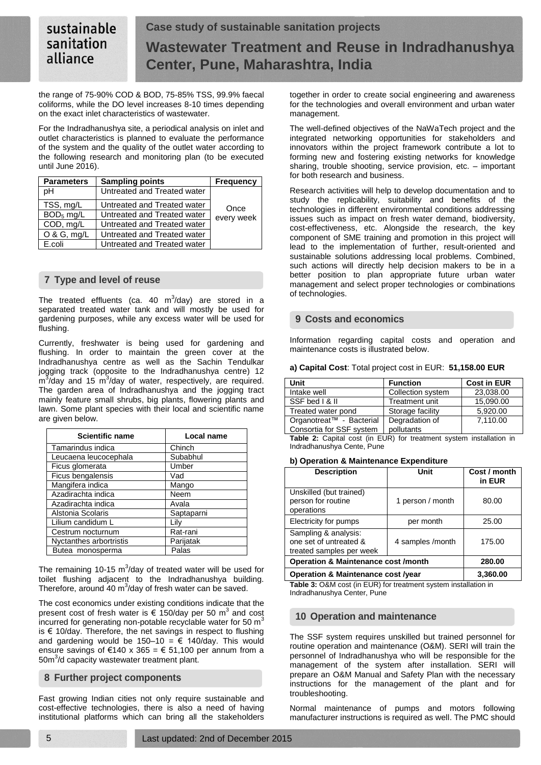the range of 75-90% COD & BOD, 75-85% TSS, 99.9% faecal coliforms, while the DO level increases 8-10 times depending on the exact inlet characteristics of wastewater.

For the Indradhanushya site, a periodical analysis on inlet and outlet characteristics is planned to evaluate the performance of the system and the quality of the outlet water according to the following research and monitoring plan (to be executed until June 2016).

| Parameters | Sampling points | Frequency |
|---|---|---|
| pH | Untreated and Treated water | Once every week |
| TSS, mg/L | Untreated and Treated water | |
| $BOD_5$ mg/L | Untreated and Treated water | |
| COD, mg/L | Untreated and Treated water | |
| O & G, mg/L | Untreated and Treated water | |
| E.coli | Untreated and Treated water | |

## 7 Type and level of reuse

The treated effluents (ca. 40 $m^3$/day) are stored in a separated treated water tank and will mostly be used for gardening purposes, while any excess water will be used for flushing.

Currently, freshwater is being used for gardening and flushing. In order to maintain the green cover at the Indradhanushya centre as well as the Sachin Tendulkar jogging track (opposite to the Indradhanushya centre) 12 $m^3$/day and 15 $m^3$/day of water, respectively, are required. The garden area of Indradhanushya and the jogging tract mainly feature small shrubs, big plants, flowering plants and lawn. Some plant species with their local and scientific name are given below.

| Scientific name | Local name |
|---|---|
| Tamarindus indica | Chinch |
| Leucaena leucocephala | Subabhul |
| Ficus glomerata | Umber |
| Ficus bengalensis | Vad |
| Mangifera indica | Mango |
| Azadirachta indica | Neem |
| Azadirachta indica | Avala |
| Alstonia Scolaris | Saptaparni |
| Lilium candidum L | Lily |
| Cestrum nocturnum | Rat-rani |
| Nyctanthes arbortristis | Parijatak |
| Butea monosperma | Palas |

The remaining 10-15 $m^3$/day of treated water will be used for toilet flushing adjacent to the Indradhanushya building. Therefore, around 40 $m^3$/day of fresh water can be saved.

The cost economics under existing conditions indicate that the present cost of fresh water is € 150/day per 50 $m^3$ and cost incurred for generating non-potable recyclable water for 50 $m^3$ is € 10/day. Therefore, the net savings in respect to flushing and gardening would be 150–10 = € 140/day. This would ensure savings of €140 x 365 = € 51,100 per annum from a 50$m^3$/d capacity wastewater treatment plant.

## 8 Further project components

Fast growing Indian cities not only require sustainable and cost-effective technologies, there is also a need of having institutional platforms which can bring all the stakeholders together in order to create social engineering and awareness for the technologies and overall environment and urban water management.

The well-defined objectives of the NaWaTech project and the integrated networking opportunities for stakeholders and innovators within the project framework contribute a lot to forming new and fostering existing networks for knowledge sharing, trouble shooting, service provision, etc. – important for both research and business.

Research activities will help to develop documentation and to study the replicability, suitability and benefits of the technologies in different environmental conditions addressing issues such as impact on fresh water demand, biodiversity, cost-effectiveness, etc. Alongside the research, the key component of SME training and promotion in this project will lead to the implementation of further, result-oriented and sustainable solutions addressing local problems. Combined, such actions will directly help decision makers to be in a better position to plan appropriate future urban water management and select proper technologies or combinations of technologies.

## 9 Costs and economics

Information regarding capital costs and operation and maintenance costs is illustrated below.

**a) Capital Cost**: Total project cost in EUR: **51,158.00 EUR**

| Unit | Function | Cost in EUR |
|---|---|---|
| Intake well | Collection system | 23,038.00 |
| SSF bed I & II | Treatment unit | 15,090.00 |
| Treated water pond | Storage facility | 5,920.00 |
| Organotreat™ - Bacterial Consortia for SSF system | Degradation of pollutants | 7,110.00 |

**Table 2:** Capital cost (in EUR) for treatment system installation in Indradhanushya Cente, Pune

**b) Operation & Maintenance Expenditure**

| Description | Unit | Cost / month in EUR |
|---|---|---|
| Unskilled (but trained) person for routine operations | 1 person / month | 80.00 |
| Electricity for pumps | per month | 25.00 |
| Sampling & analysis: one set of untreated & treated samples per week | 4 samples /month | 175.00 |
| **Operation & Maintenance cost /month** | | **280.00** |
| **Operation & Maintenance cost /year** | | **3,360.00** |

**Table 3:** O&M cost (in EUR) for treatment system installation in Indradhanushya Center, Pune

## 10 Operation and maintenance

The SSF system requires unskilled but trained personnel for routine operation and maintenance (O&M). SERI will train the personnel of Indradhanushya who will be responsible for the management of the system after installation. SERI will prepare an O&M Manual and Safety Plan with the necessary instructions for the management of the plant and for troubleshooting.

Normal maintenance of pumps and motors following manufacturer instructions is required as well. The PMC should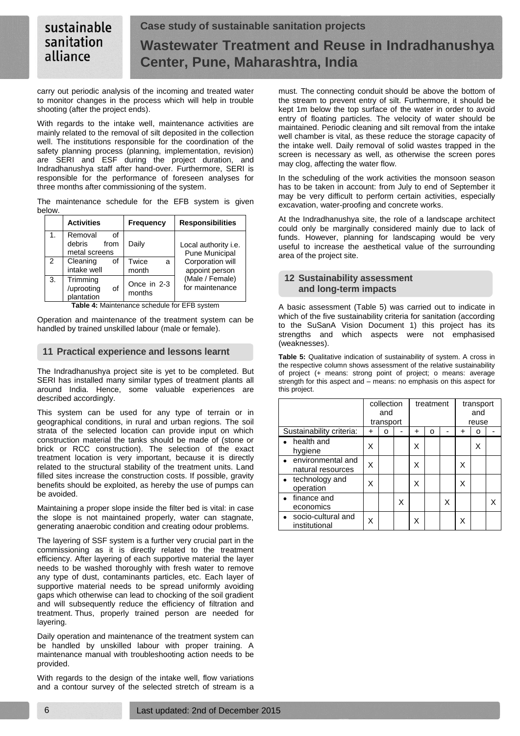carry out periodic analysis of the incoming and treated water to monitor changes in the process which will help in trouble shooting (after the project ends).

With regards to the intake well, maintenance activities are mainly related to the removal of silt deposited in the collection well. The institutions responsible for the coordination of the safety planning process (planning, implementation, revision) are SERI and ESF during the project duration, and Indradhanushya staff after hand-over. Furthermore, SERI is responsible for the performance of foreseen analyses for three months after commissioning of the system.

The maintenance schedule for the EFB system is given below.

| | Activities | Frequency | Responsibilities |
|---|---|---|---|
| 1. | Removal of debris from metal screens | Daily | Local authority i.e. Pune Municipal Corporation will appoint person (Male / Female) for maintenance |
| 2 | Cleaning of intake well | Twice a month | |
| 3. | Trimming /uprooting of plantation | Once in 2-3 months | |

**Table 4:** Maintenance schedule for EFB system

Operation and maintenance of the treatment system can be handled by trained unskilled labour (male or female).

## 11 Practical experience and lessons learnt

The Indradhanushya project site is yet to be completed. But SERI has installed many similar types of treatment plants all around India. Hence, some valuable experiences are described accordingly.

This system can be used for any type of terrain or in geographical conditions, in rural and urban regions. The soil strata of the selected location can provide input on which construction material the tanks should be made of (stone or brick or RCC construction). The selection of the exact treatment location is very important, because it is directly related to the structural stability of the treatment units. Land filled sites increase the construction costs. If possible, gravity benefits should be exploited, as hereby the use of pumps can be avoided.

Maintaining a proper slope inside the filter bed is vital: in case the slope is not maintained properly, water can stagnate, generating anaerobic condition and creating odour problems.

The layering of SSF system is a further very crucial part in the commissioning as it is directly related to the treatment efficiency. After layering of each supportive material the layer needs to be washed thoroughly with fresh water to remove any type of dust, contaminants particles, etc. Each layer of supportive material needs to be spread uniformly avoiding gaps which otherwise can lead to chocking of the soil gradient and will subsequently reduce the efficiency of filtration and treatment. Thus, properly trained person are needed for layering.

Daily operation and maintenance of the treatment system can be handled by unskilled labour with proper training. A maintenance manual with troubleshooting action needs to be provided.

With regards to the design of the intake well, flow variations and a contour survey of the selected stretch of stream is a must. The connecting conduit should be above the bottom of the stream to prevent entry of silt. Furthermore, it should be kept 1m below the top surface of the water in order to avoid entry of floating particles. The velocity of water should be maintained. Periodic cleaning and silt removal from the intake well chamber is vital, as these reduce the storage capacity of the intake well. Daily removal of solid wastes trapped in the screen is necessary as well, as otherwise the screen pores may clog, affecting the water flow.

In the scheduling of the work activities the monsoon season has to be taken in account: from July to end of September it may be very difficult to perform certain activities, especially excavation, water-proofing and concrete works.

At the Indradhanushya site, the role of a landscape architect could only be marginally considered mainly due to lack of funds. However, planning for landscaping would be very useful to increase the aesthetical value of the surrounding area of the project site.

## 12 Sustainability assessment and long-term impacts

A basic assessment (Table 5) was carried out to indicate in which of the five sustainability criteria for sanitation (according to the SuSanA Vision Document 1) this project has its strengths and which aspects were not emphasised (weaknesses).

**Table 5:** Qualitative indication of sustainability of system. A cross in the respective column shows assessment of the relative sustainability of project (+ means: strong point of project; o means: average strength for this aspect and – means: no emphasis on this aspect for this project.

| | collection and transport | | | treatment | | | transport and reuse | | |
|---|---|---|---|---|---|---|---|---|---|
| Sustainability criteria: | + | o | - | + | o | - | + | o | - |
| • health and hygiene | X | | | X | | | | X | |
| • environmental and natural resources | X | | | X | | | X | | |
| • technology and operation | X | | | X | | | X | | |
| • finance and economics | | | X | | | X | | | X |
| • socio-cultural and institutional | X | | | X | | | X | | |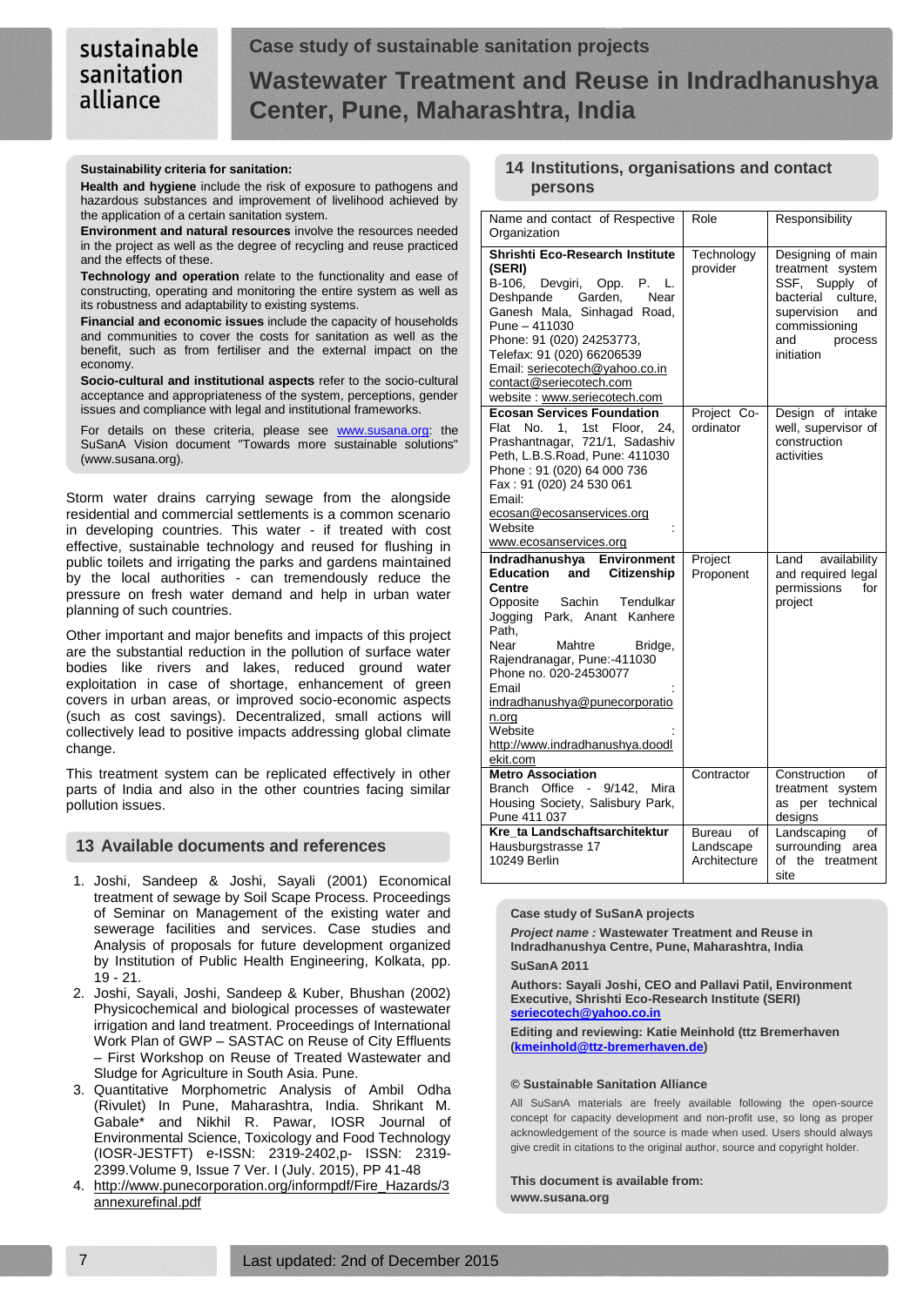**Sustainability criteria for sanitation:**

**Health and hygiene** include the risk of exposure to pathogens and hazardous substances and improvement of livelihood achieved by the application of a certain sanitation system.

**Environment and natural resources** involve the resources needed in the project as well as the degree of recycling and reuse practiced and the effects of these.

**Technology and operation** relate to the functionality and ease of constructing, operating and monitoring the entire system as well as its robustness and adaptability to existing systems.

**Financial and economic issues** include the capacity of households and communities to cover the costs for sanitation as well as the benefit, such as from fertiliser and the external impact on the economy.

**Socio-cultural and institutional aspects** refer to the socio-cultural acceptance and appropriateness of the system, perceptions, gender issues and compliance with legal and institutional frameworks.

For details on these criteria, please see www.susana.org: the SuSanA Vision document "Towards more sustainable solutions" (www.susana.org).

Storm water drains carrying sewage from the alongside residential and commercial settlements is a common scenario in developing countries. This water - if treated with cost effective, sustainable technology and reused for flushing in public toilets and irrigating the parks and gardens maintained by the local authorities - can tremendously reduce the pressure on fresh water demand and help in urban water planning of such countries.

Other important and major benefits and impacts of this project are the substantial reduction in the pollution of surface water bodies like rivers and lakes, reduced ground water exploitation in case of shortage, enhancement of green covers in urban areas, or improved socio-economic aspects (such as cost savings). Decentralized, small actions will collectively lead to positive impacts addressing global climate change.

This treatment system can be replicated effectively in other parts of India and also in the other countries facing similar pollution issues.

## 13 Available documents and references

1. Joshi, Sandeep & Joshi, Sayali (2001) Economical treatment of sewage by Soil Scape Process. Proceedings of Seminar on Management of the existing water and sewerage facilities and services. Case studies and Analysis of proposals for future development organized by Institution of Public Health Engineering, Kolkata, pp. 19 - 21.
2. Joshi, Sayali, Joshi, Sandeep & Kuber, Bhushan (2002) Physicochemical and biological processes of wastewater irrigation and land treatment. Proceedings of International Work Plan of GWP – SASTAC on Reuse of City Effluents – First Workshop on Reuse of Treated Wastewater and Sludge for Agriculture in South Asia. Pune.
3. Quantitative Morphometric Analysis of Ambil Odha (Rivulet) In Pune, Maharashtra, India. Shrikant M. Gabale* and Nikhil R. Pawar, IOSR Journal of Environmental Science, Toxicology and Food Technology (IOSR-JESTFT) e-ISSN: 2319-2402,p- ISSN: 2319-2399.Volume 9, Issue 7 Ver. I (July. 2015), PP 41-48
4. http://www.punecorporation.org/informpdf/Fire_Hazards/3annexurefinal.pdf

## 14 Institutions, organisations and contact persons

| Name and contact of Respective Organization | Role | Responsibility |
|---|---|---|
| **Shrishti Eco-Research Institute (SERI)** B-106, Devgiri, Opp. P. L. Deshpande Garden, Near Ganesh Mala, Sinhagad Road, Pune – 411030 Phone: 91 (020) 24253773, Telefax: 91 (020) 66206539 Email: seriecotech@yahoo.co.in contact@seriecotech.com website : www.seriecotech.com | Technology provider | Designing of main treatment system SSF, Supply of bacterial culture, supervision and commissioning and process initiation |
| **Ecosan Services Foundation** Flat No. 1, 1st Floor, 24, Prashantnagar, 721/1, Sadashiv Peth, L.B.S.Road, Pune: 411030 Phone : 91 (020) 64 000 736 Fax : 91 (020) 24 530 061 Email: ecosan@ecosanservices.org Website : www.ecosanservices.org | Project Co-ordinator | Design of intake well, supervisor of construction activities |
| **Indradhanushya Environment Education and Citizenship Centre** Opposite Sachin Tendulkar Jogging Park, Anant Kanhere Path, Near Mahtre Bridge, Rajendranagar, Pune:-411030 Phone no. 020-24530077 Email : indradhanushya@punecorporation.org Website : http://www.indradhanushya.doodlekit.com | Project Proponent | Land availability and required legal permissions for project |
| **Metro Association** Branch Office - 9/142, Mira Housing Society, Salisbury Park, Pune 411 037 | Contractor | Construction of treatment system as per technical designs |
| **Kre_ta Landschaftsarchitektur** Hausburgstrasse 17 10249 Berlin | Bureau of Landscape Architecture | Landscaping of surrounding area of the treatment site |

**Case study of SuSanA projects**

***Project name :*** **Wastewater Treatment and Reuse in Indradhanushya Centre, Pune, Maharashtra, India**

**SuSanA 2011**

**Authors: Sayali Joshi, CEO and Pallavi Patil, Environment Executive, Shrishti Eco-Research Institute (SERI)**
**seriecotech@yahoo.co.in**

**Editing and reviewing: Katie Meinhold (ttz Bremerhaven (kmeinhold@ttz-bremerhaven.de)**

**© Sustainable Sanitation Alliance**

All SuSanA materials are freely available following the open-source concept for capacity development and non-profit use, so long as proper acknowledgement of the source is made when used. Users should always give credit in citations to the original author, source and copyright holder.

**This document is available from:**
**www.susana.org**